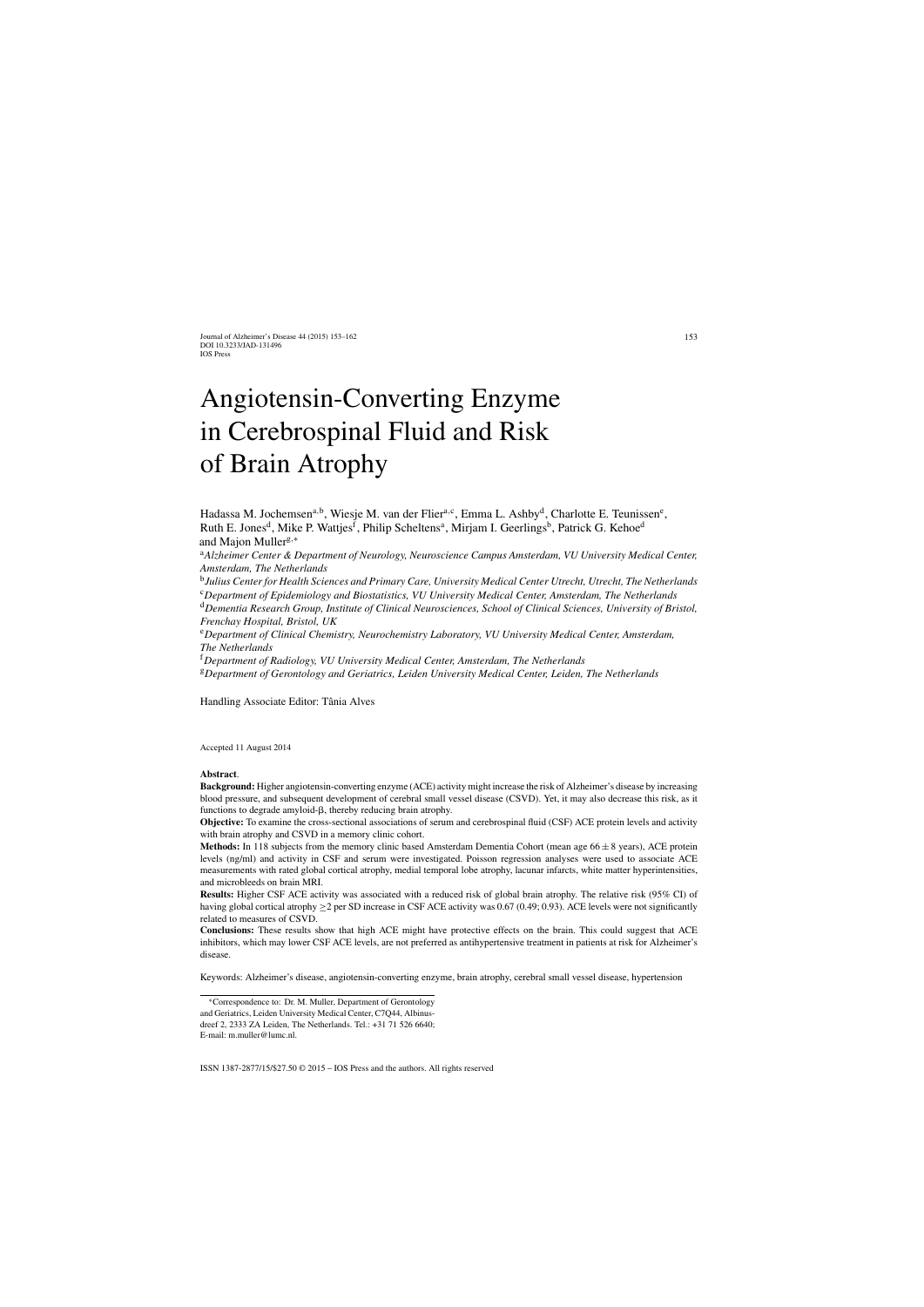# Angiotensin-Converting Enzyme in Cerebrospinal Fluid and Risk of Brain Atrophy

Hadassa M. Jochemsen[a,b], Wiesje M. van der Flier[a,c], Emma L. Ashby[d], Charlotte E. Teunissen[e], Ruth E. Jones[d], Mike P. Wattjes[f], Philip Scheltens[a], Mirjam I. Geerlings[b], Patrick G. Kehoe[d] and Majon Muller[g,*]

[a]*Alzheimer Center & Department of Neurology, Neuroscience Campus Amsterdam, VU University Medical Center, Amsterdam, The Netherlands*

[b]*Julius Center for Health Sciences and Primary Care, University Medical Center Utrecht, Utrecht, The Netherlands*

[c]*Department of Epidemiology and Biostatistics, VU University Medical Center, Amsterdam, The Netherlands*

[d]*Dementia Research Group, Institute of Clinical Neurosciences, School of Clinical Sciences, University of Bristol, Frenchay Hospital, Bristol, UK*

[e]*Department of Clinical Chemistry, Neurochemistry Laboratory, VU University Medical Center, Amsterdam, The Netherlands*

[f]*Department of Radiology, VU University Medical Center, Amsterdam, The Netherlands*

[g]*Department of Gerontology and Geriatrics, Leiden University Medical Center, Leiden, The Netherlands*

Handling Associate Editor: Tânia Alves

Accepted 11 August 2014

**Abstract**.

**Background:** Higher angiotensin-converting enzyme (ACE) activity might increase the risk of Alzheimer's disease by increasing blood pressure, and subsequent development of cerebral small vessel disease (CSVD). Yet, it may also decrease this risk, as it functions to degrade amyloid-β, thereby reducing brain atrophy.

**Objective:** To examine the cross-sectional associations of serum and cerebrospinal fluid (CSF) ACE protein levels and activity with brain atrophy and CSVD in a memory clinic cohort.

**Methods:** In 118 subjects from the memory clinic based Amsterdam Dementia Cohort (mean age $66 \pm 8$ years), ACE protein levels (ng/ml) and activity in CSF and serum were investigated. Poisson regression analyses were used to associate ACE measurements with rated global cortical atrophy, medial temporal lobe atrophy, lacunar infarcts, white matter hyperintensities, and microbleeds on brain MRI.

**Results:** Higher CSF ACE activity was associated with a reduced risk of global brain atrophy. The relative risk (95% CI) of having global cortical atrophy $\geq 2$ per SD increase in CSF ACE activity was 0.67 (0.49; 0.93). ACE levels were not significantly related to measures of CSVD.

**Conclusions:** These results show that high ACE might have protective effects on the brain. This could suggest that ACE inhibitors, which may lower CSF ACE levels, are not preferred as antihypertensive treatment in patients at risk for Alzheimer's disease.

Keywords: Alzheimer's disease, angiotensin-converting enzyme, brain atrophy, cerebral small vessel disease, hypertension

---

*Correspondence to: Dr. M. Muller, Department of Gerontology and Geriatrics, Leiden University Medical Center, C7Q44, Albinusdreef 2, 2333 ZA Leiden, The Netherlands. Tel.: +31 71 526 6640; E-mail: m.muller@lumc.nl.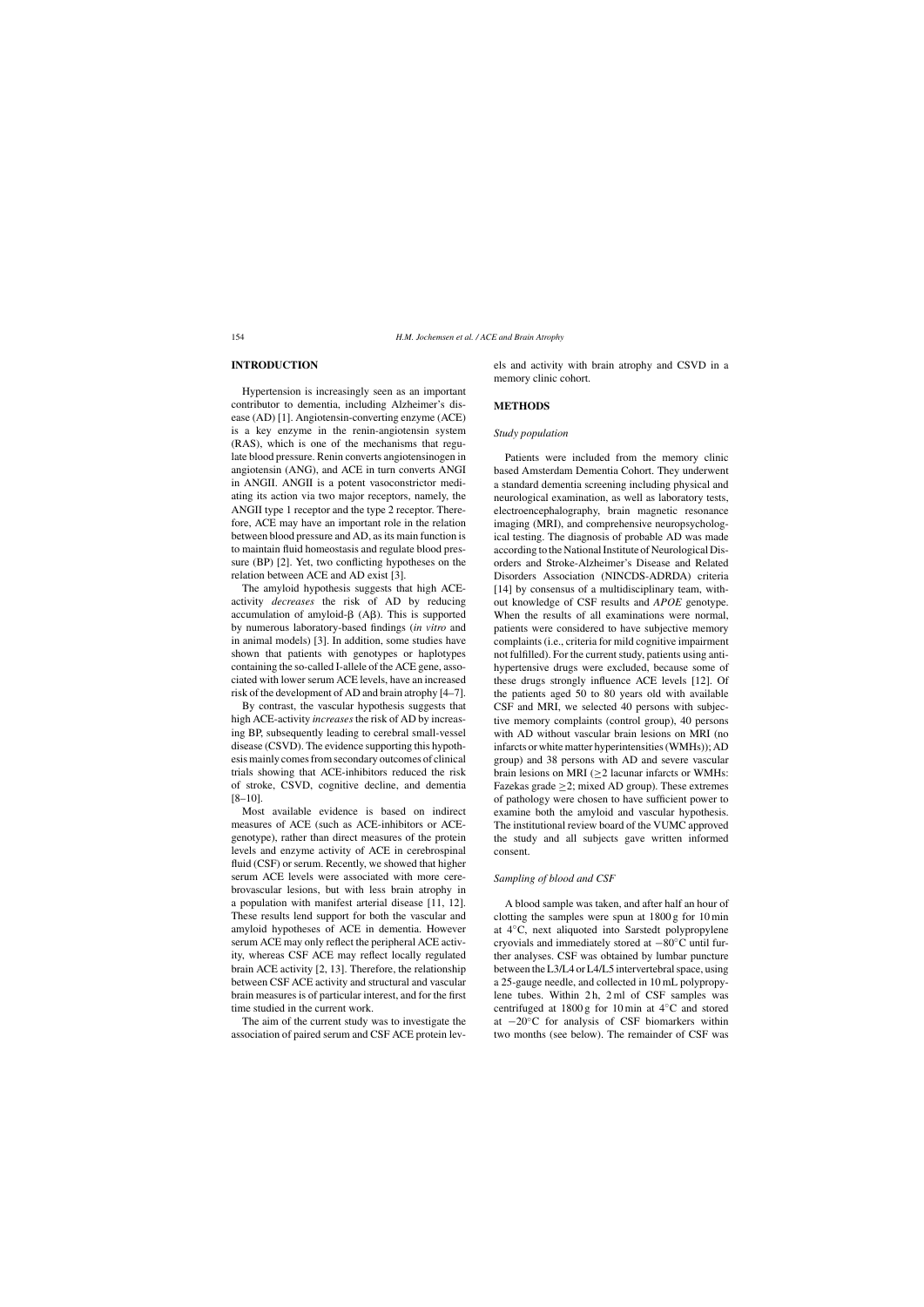## INTRODUCTION

Hypertension is increasingly seen as an important contributor to dementia, including Alzheimer's disease (AD) [1]. Angiotensin-converting enzyme (ACE) is a key enzyme in the renin-angiotensin system (RAS), which is one of the mechanisms that regulate blood pressure. Renin converts angiotensinogen in angiotensin (ANG), and ACE in turn converts ANGI in ANGII. ANGII is a potent vasoconstrictor mediating its action via two major receptors, namely, the ANGII type 1 receptor and the type 2 receptor. Therefore, ACE may have an important role in the relation between blood pressure and AD, as its main function is to maintain fluid homeostasis and regulate blood pressure (BP) [2]. Yet, two conflicting hypotheses on the relation between ACE and AD exist [3].

The amyloid hypothesis suggests that high ACE-activity *decreases* the risk of AD by reducing accumulation of amyloid-β (Aβ). This is supported by numerous laboratory-based findings (*in vitro* and in animal models) [3]. In addition, some studies have shown that patients with genotypes or haplotypes containing the so-called I-allele of the ACE gene, associated with lower serum ACE levels, have an increased risk of the development of AD and brain atrophy [4–7].

By contrast, the vascular hypothesis suggests that high ACE-activity *increases* the risk of AD by increasing BP, subsequently leading to cerebral small-vessel disease (CSVD). The evidence supporting this hypothesis mainly comes from secondary outcomes of clinical trials showing that ACE-inhibitors reduced the risk of stroke, CSVD, cognitive decline, and dementia [8–10].

Most available evidence is based on indirect measures of ACE (such as ACE-inhibitors or ACE-genotype), rather than direct measures of the protein levels and enzyme activity of ACE in cerebrospinal fluid (CSF) or serum. Recently, we showed that higher serum ACE levels were associated with more cerebrovascular lesions, but with less brain atrophy in a population with manifest arterial disease [11, 12]. These results lend support for both the vascular and amyloid hypotheses of ACE in dementia. However serum ACE may only reflect the peripheral ACE activity, whereas CSF ACE may reflect locally regulated brain ACE activity [2, 13]. Therefore, the relationship between CSF ACE activity and structural and vascular brain measures is of particular interest, and for the first time studied in the current work.

The aim of the current study was to investigate the association of paired serum and CSF ACE protein levels and activity with brain atrophy and CSVD in a memory clinic cohort.

## METHODS

### *Study population*

Patients were included from the memory clinic based Amsterdam Dementia Cohort. They underwent a standard dementia screening including physical and neurological examination, as well as laboratory tests, electroencephalography, brain magnetic resonance imaging (MRI), and comprehensive neuropsychological testing. The diagnosis of probable AD was made according to the National Institute of Neurological Disorders and Stroke-Alzheimer's Disease and Related Disorders Association (NINCDS-ADRDA) criteria [14] by consensus of a multidisciplinary team, without knowledge of CSF results and *APOE* genotype. When the results of all examinations were normal, patients were considered to have subjective memory complaints (i.e., criteria for mild cognitive impairment not fulfilled). For the current study, patients using anti-hypertensive drugs were excluded, because some of these drugs strongly influence ACE levels [12]. Of the patients aged 50 to 80 years old with available CSF and MRI, we selected 40 persons with subjective memory complaints (control group), 40 persons with AD without vascular brain lesions on MRI (no infarcts or white matter hyperintensities (WMHs)); AD group) and 38 persons with AD and severe vascular brain lesions on MRI ($\geq$2 lacunar infarcts or WMHs: Fazekas grade $\geq$2; mixed AD group). These extremes of pathology were chosen to have sufficient power to examine both the amyloid and vascular hypothesis. The institutional review board of the VUMC approved the study and all subjects gave written informed consent.

### *Sampling of blood and CSF*

A blood sample was taken, and after half an hour of clotting the samples were spun at 1800 g for 10 min at 4°C, next aliquoted into Sarstedt polypropylene cryovials and immediately stored at −80°C until further analyses. CSF was obtained by lumbar puncture between the L3/L4 or L4/L5 intervertebral space, using a 25-gauge needle, and collected in 10 mL polypropylene tubes. Within 2 h, 2 ml of CSF samples was centrifuged at 1800 g for 10 min at 4°C and stored at −20°C for analysis of CSF biomarkers within two months (see below). The remainder of CSF was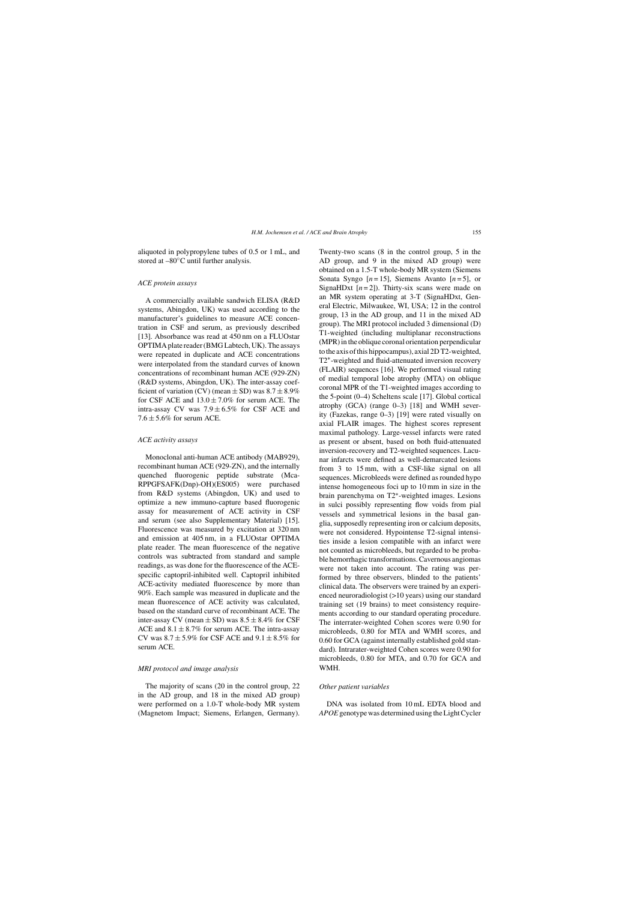aliquoted in polypropylene tubes of 0.5 or 1 mL, and stored at –80°C until further analysis.

### *ACE protein assays*

A commercially available sandwich ELISA (R&D systems, Abingdon, UK) was used according to the manufacturer's guidelines to measure ACE concentration in CSF and serum, as previously described [13]. Absorbance was read at 450 nm on a FLUOstar OPTIMA plate reader (BMG Labtech, UK). The assays were repeated in duplicate and ACE concentrations were interpolated from the standard curves of known concentrations of recombinant human ACE (929-ZN) (R&D systems, Abingdon, UK). The inter-assay coefficient of variation (CV) (mean ± SD) was 8.7 ± 8.9% for CSF ACE and 13.0 ± 7.0% for serum ACE. The intra-assay CV was 7.9 ± 6.5% for CSF ACE and 7.6 ± 5.6% for serum ACE.

### *ACE activity assays*

Monoclonal anti-human ACE antibody (MAB929), recombinant human ACE (929-ZN), and the internally quenched fluorogenic peptide substrate (Mca-RPPGFSAFK(Dnp)-OH)(ES005) were purchased from R&D systems (Abingdon, UK) and used to optimize a new immuno-capture based fluorogenic assay for measurement of ACE activity in CSF and serum (see also Supplementary Material) [15]. Fluorescence was measured by excitation at 320 nm and emission at 405 nm, in a FLUOstar OPTIMA plate reader. The mean fluorescence of the negative controls was subtracted from standard and sample readings, as was done for the fluorescence of the ACE-specific captopril-inhibited well. Captopril inhibited ACE-activity mediated fluorescence by more than 90%. Each sample was measured in duplicate and the mean fluorescence of ACE activity was calculated, based on the standard curve of recombinant ACE. The inter-assay CV (mean ± SD) was 8.5 ± 8.4% for CSF ACE and 8.1 ± 8.7% for serum ACE. The intra-assay CV was 8.7 ± 5.9% for CSF ACE and 9.1 ± 8.5% for serum ACE.

### *MRI protocol and image analysis*

The majority of scans (20 in the control group, 22 in the AD group, and 18 in the mixed AD group) were performed on a 1.0-T whole-body MR system (Magnetom Impact; Siemens, Erlangen, Germany). Twenty-two scans (8 in the control group, 5 in the AD group, and 9 in the mixed AD group) were obtained on a 1.5-T whole-body MR system (Siemens Sonata Syngo [$n = 15$], Siemens Avanto [$n = 5$], or SignaHDxt [$n = 2$]). Thirty-six scans were made on an MR system operating at 3-T (SignaHDxt, General Electric, Milwaukee, WI, USA; 12 in the control group, 13 in the AD group, and 11 in the mixed AD group). The MRI protocol included 3 dimensional (D) T1-weighted (including multiplanar reconstructions (MPR) in the oblique coronal orientation perpendicular to the axis of this hippocampus), axial 2D T2-weighted, T2*-weighted and fluid-attenuated inversion recovery (FLAIR) sequences [16]. We performed visual rating of medial temporal lobe atrophy (MTA) on oblique coronal MPR of the T1-weighted images according to the 5-point (0–4) Scheltens scale [17]. Global cortical atrophy (GCA) (range 0–3) [18] and WMH severity (Fazekas, range 0–3) [19] were rated visually on axial FLAIR images. The highest scores represent maximal pathology. Large-vessel infarcts were rated as present or absent, based on both fluid-attenuated inversion-recovery and T2-weighted sequences. Lacunar infarcts were defined as well-demarcated lesions from 3 to 15 mm, with a CSF-like signal on all sequences. Microbleeds were defined as rounded hypo intense homogeneous foci up to 10 mm in size in the brain parenchyma on T2*-weighted images. Lesions in sulci possibly representing flow voids from pial vessels and symmetrical lesions in the basal ganglia, supposedly representing iron or calcium deposits, were not considered. Hypointense T2-signal intensities inside a lesion compatible with an infarct were not counted as microbleeds, but regarded to be probable hemorrhagic transformations. Cavernous angiomas were not taken into account. The rating was performed by three observers, blinded to the patients' clinical data. The observers were trained by an experienced neuroradiologist (>10 years) using our standard training set (19 brains) to meet consistency requirements according to our standard operating procedure. The interrater-weighted Cohen scores were 0.90 for microbleeds, 0.80 for MTA and WMH scores, and 0.60 for GCA (against internally established gold standard). Intrarater-weighted Cohen scores were 0.90 for microbleeds, 0.80 for MTA, and 0.70 for GCA and WMH.

### *Other patient variables*

DNA was isolated from 10 mL EDTA blood and *APOE* genotype was determined using the Light Cycler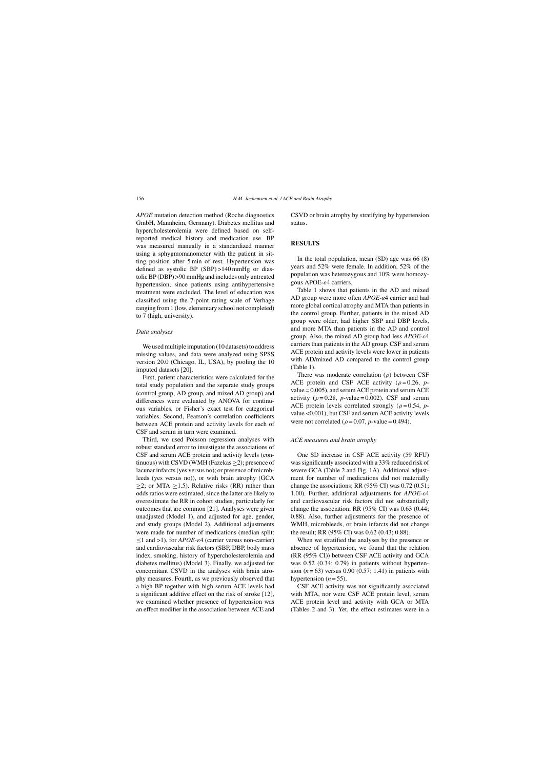*APOE* mutation detection method (Roche diagnostics GmbH, Mannheim, Germany). Diabetes mellitus and hypercholesterolemia were defined based on self-reported medical history and medication use. BP was measured manually in a standardized manner using a sphygmomanometer with the patient in sitting position after 5 min of rest. Hypertension was defined as systolic BP (SBP) >140 mmHg or diastolic BP (DBP) >90 mmHg and includes only untreated hypertension, since patients using antihypertensive treatment were excluded. The level of education was classified using the 7-point rating scale of Verhage ranging from 1 (low, elementary school not completed) to 7 (high, university).

### *Data analyses*

We used multiple imputation (10 datasets) to address missing values, and data were analyzed using SPSS version 20.0 (Chicago, IL, USA), by pooling the 10 imputed datasets [20].

First, patient characteristics were calculated for the total study population and the separate study groups (control group, AD group, and mixed AD group) and differences were evaluated by ANOVA for continuous variables, or Fisher's exact test for categorical variables. Second, Pearson's correlation coefficients between ACE protein and activity levels for each of CSF and serum in turn were examined.

Third, we used Poisson regression analyses with robust standard error to investigate the associations of CSF and serum ACE protein and activity levels (continuous) with CSVD (WMH (Fazekas $\geq$2); presence of lacunar infarcts (yes versus no); or presence of microbleeds (yes versus no)), or with brain atrophy (GCA $\geq$2; or MTA $\geq$1.5). Relative risks (RR) rather than odds ratios were estimated, since the latter are likely to overestimate the RR in cohort studies, particularly for outcomes that are common [21]. Analyses were given unadjusted (Model 1), and adjusted for age, gender, and study groups (Model 2). Additional adjustments were made for number of medications (median split: $\leq$1 and >1), for *APOE*-$\varepsilon$4 (carrier versus non-carrier) and cardiovascular risk factors (SBP, DBP, body mass index, smoking, history of hypercholesterolemia and diabetes mellitus) (Model 3). Finally, we adjusted for concomitant CSVD in the analyses with brain atrophy measures. Fourth, as we previously observed that a high BP together with high serum ACE levels had a significant additive effect on the risk of stroke [12], we examined whether presence of hypertension was an effect modifier in the association between ACE and CSVD or brain atrophy by stratifying by hypertension status.

## RESULTS

In the total population, mean (SD) age was 66 (8) years and 52% were female. In addition, 52% of the population was heterozygous and 10% were homozygous APOE-$\varepsilon$4 carriers.

Table 1 shows that patients in the AD and mixed AD group were more often *APOE*-$\varepsilon$4 carrier and had more global cortical atrophy and MTA than patients in the control group. Further, patients in the mixed AD group were older, had higher SBP and DBP levels, and more MTA than patients in the AD and control group. Also, the mixed AD group had less *APOE*-$\varepsilon$4 carriers than patients in the AD group. CSF and serum ACE protein and activity levels were lower in patients with AD/mixed AD compared to the control group (Table 1).

There was moderate correlation ($\rho$) between CSF ACE protein and CSF ACE activity ($\rho$ = 0.26, *p*-value = 0.005), and serum ACE protein and serum ACE activity ($\rho$ = 0.28, *p*-value = 0.002). CSF and serum ACE protein levels correlated strongly ($\rho$ = 0.54, *p*-value <0.001), but CSF and serum ACE activity levels were not correlated ($\rho$ = 0.07, *p*-value = 0.494).

### *ACE measures and brain atrophy*

One SD increase in CSF ACE activity (59 RFU) was significantly associated with a 33% reduced risk of severe GCA (Table 2 and Fig. 1A). Additional adjustment for number of medications did not materially change the associations; RR (95% CI) was 0.72 (0.51; 1.00). Further, additional adjustments for *APOE*-$\varepsilon$4 and cardiovascular risk factors did not substantially change the association; RR (95% CI) was 0.63 (0.44; 0.88). Also, further adjustments for the presence of WMH, microbleeds, or brain infarcts did not change the result; RR (95% CI) was 0.62 (0.43; 0.88).

When we stratified the analyses by the presence or absence of hypertension, we found that the relation (RR (95% CI)) between CSF ACE activity and GCA was 0.52 (0.34; 0.79) in patients without hypertension (*n* = 63) versus 0.90 (0.57; 1.41) in patients with hypertension (*n* = 55).

CSF ACE activity was not significantly associated with MTA, nor were CSF ACE protein level, serum ACE protein level and activity with GCA or MTA (Tables 2 and 3). Yet, the effect estimates were in a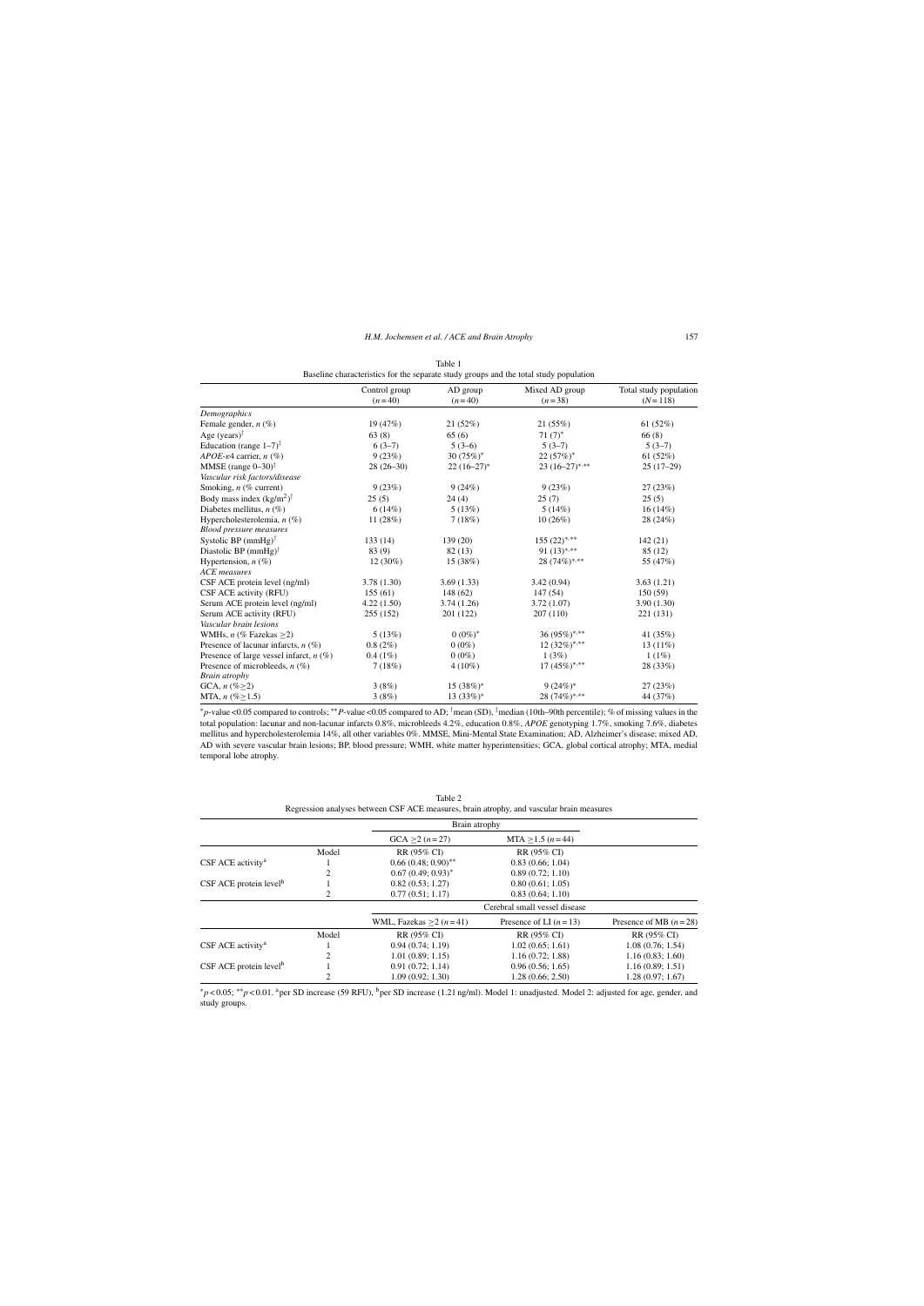Table 1

Baseline characteristics for the separate study groups and the total study population

| | Control group ($n = 40$) | AD group ($n = 40$) | Mixed AD group ($n = 38$) | Total study population ($N = 118$) |
|---|---|---|---|---|
| *Demographics* | | | | |
| Female gender, $n$ (%) | 19 (47%) | 21 (52%) | 21 (55%) | 61 (52%) |
| Age (years)[†] | 63 (8) | 65 (6) | 71 (7)* | 66 (8) |
| Education (range 1–7)[‡] | 6 (3–7) | 5 (3–6) | 5 (3–7) | 5 (3–7) |
| *APOE*-ε4 carrier, $n$ (%) | 9 (23%) | 30 (75%)* | 22 (57%)* | 61 (52%) |
| MMSE (range 0–30)[‡] | 28 (26–30) | 22 (16–27)* | 23 (16–27)*,** | 25 (17–29) |
| *Vascular risk factors/disease* | | | | |
| Smoking, $n$ (% current) | 9 (23%) | 9 (24%) | 9 (23%) | 27 (23%) |
| Body mass index (kg/m$^2$)[†] | 25 (5) | 24 (4) | 25 (7) | 25 (5) |
| Diabetes mellitus, $n$ (%) | 6 (14%) | 5 (13%) | 5 (14%) | 16 (14%) |
| Hypercholesterolemia, $n$ (%) | 11 (28%) | 7 (18%) | 10 (26%) | 28 (24%) |
| *Blood pressure measures* | | | | |
| Systolic BP (mmHg)[†] | 133 (14) | 139 (20) | 155 (22)*,** | 142 (21) |
| Diastolic BP (mmHg)[†] | 83 (9) | 82 (13) | 91 (13)*,** | 85 (12) |
| Hypertension, $n$ (%) | 12 (30%) | 15 (38%) | 28 (74%)*,** | 55 (47%) |
| *ACE measures* | | | | |
| CSF ACE protein level (ng/ml) | 3.78 (1.30) | 3.69 (1.33) | 3.42 (0.94) | 3.63 (1.21) |
| CSF ACE activity (RFU) | 155 (61) | 148 (62) | 147 (54) | 150 (59) |
| Serum ACE protein level (ng/ml) | 4.22 (1.50) | 3.74 (1.26) | 3.72 (1.07) | 3.90 (1.30) |
| Serum ACE activity (RFU) | 255 (152) | 201 (122) | 207 (110) | 221 (131) |
| *Vascular brain lesions* | | | | |
| WMHs, $n$ (% Fazekas $\geq 2$) | 5 (13%) | 0 (0%)* | 36 (95%)*,** | 41 (35%) |
| Presence of lacunar infarcts, $n$ (%) | 0.8 (2%) | 0 (0%) | 12 (32%)*,** | 13 (11%) |
| Presence of large vessel infarct, $n$ (%) | 0.4 (1%) | 0 (0%) | 1 (3%) | 1 (1%) |
| Presence of microbleeds, $n$ (%) | 7 (18%) | 4 (10%) | 17 (45%)*,** | 28 (33%) |
| *Brain atrophy* | | | | |
| GCA, $n$ (% $\geq 2$) | 3 (8%) | 15 (38%)* | 9 (24%)* | 27 (23%) |
| MTA, $n$ (% $\geq 1.5$) | 3 (8%) | 13 (33%)* | 28 (74%)*,** | 44 (37%) |

*$p$-value <0.05 compared to controls; **$P$-value <0.05 compared to AD; [†]mean (SD), [‡]median (10th–90th percentile); % of missing values in the total population: lacunar and non-lacunar infarcts 0.8%, microbleeds 4.2%, education 0.8%, *APOE* genotyping 1.7%, smoking 7.6%, diabetes mellitus and hypercholesterolemia 14%, all other variables 0%. MMSE, Mini-Mental State Examination; AD, Alzheimer's disease; mixed AD, AD with severe vascular brain lesions; BP, blood pressure; WMH, white matter hyperintensities; GCA, global cortical atrophy; MTA, medial temporal lobe atrophy.

Table 2

Regression analyses between CSF ACE measures, brain atrophy, and vascular brain measures

| | | Brain atrophy | | |
|---|---|---|---|---|
| | | GCA $\geq 2$ ($n = 27$) | MTA $\geq 1.5$ ($n = 44$) | |
| | Model | RR (95% CI) | RR (95% CI) | |
| CSF ACE activity[a] | 1 | 0.66 (0.48; 0.90)** | 0.83 (0.66; 1.04) | |
| | 2 | 0.67 (0.49; 0.93)* | 0.89 (0.72; 1.10) | |
| CSF ACE protein level[b] | 1 | 0.82 (0.53; 1.27) | 0.80 (0.61; 1.05) | |
| | 2 | 0.77 (0.51; 1.17) | 0.83 (0.64; 1.10) | |
| | | Cerebral small vessel disease | | |
| | | WML, Fazekas $\geq 2$ ($n = 41$) | Presence of LI ($n = 13$) | Presence of MB ($n = 28$) |
| | Model | RR (95% CI) | RR (95% CI) | RR (95% CI) |
| CSF ACE activity[a] | 1 | 0.94 (0.74; 1.19) | 1.02 (0.65; 1.61) | 1.08 (0.76; 1.54) |
| | 2 | 1.01 (0.89; 1.15) | 1.16 (0.72; 1.88) | 1.16 (0.83; 1.60) |
| CSF ACE protein level[b] | 1 | 0.91 (0.72; 1.14) | 0.96 (0.56; 1.65) | 1.16 (0.89; 1.51) |
| | 2 | 1.09 (0.92; 1.30) | 1.28 (0.66; 2.50) | 1.28 (0.97; 1.67) |

*$p < 0.05$; **$p < 0.01$. [a]per SD increase (59 RFU). [b]per SD increase (1.21 ng/ml). Model 1: unadjusted. Model 2: adjusted for age, gender, and study groups.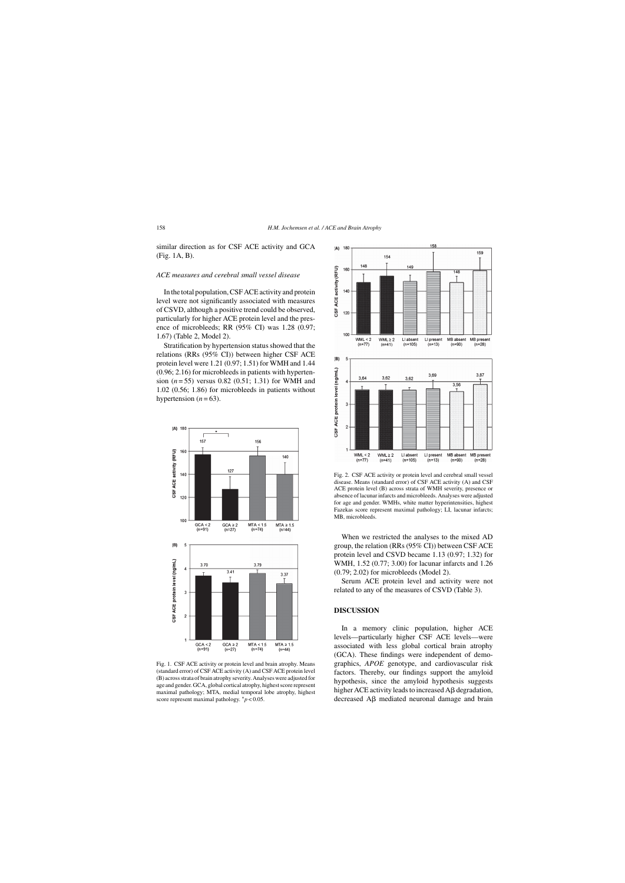similar direction as for CSF ACE activity and GCA (Fig. 1A, B).

### ACE measures and cerebral small vessel disease

In the total population, CSF ACE activity and protein level were not significantly associated with measures of CSVD, although a positive trend could be observed, particularly for higher ACE protein level and the presence of microbleeds; RR (95% CI) was 1.28 (0.97; 1.67) (Table 2, Model 2).

Stratification by hypertension status showed that the relations (RRs (95% CI)) between higher CSF ACE protein level were 1.21 (0.97; 1.51) for WMH and 1.44 (0.96; 2.16) for microbleeds in patients with hypertension ($n = 55$) versus 0.82 (0.51; 1.31) for WMH and 1.02 (0.56; 1.86) for microbleeds in patients without hypertension ($n = 63$).

Fig. 1. CSF ACE activity or protein level and brain atrophy. Means (standard error) of CSF ACE activity (A) and CSF ACE protein level (B) across strata of brain atrophy severity. Analyses were adjusted for age and gender. GCA, global cortical atrophy, highest score represent maximal pathology; MTA, medial temporal lobe atrophy, highest score represent maximal pathology. $^*p < 0.05$.

Fig. 2. CSF ACE activity or protein level and cerebral small vessel disease. Means (standard error) of CSF ACE activity (A) and CSF ACE protein level (B) across strata of WMH severity, presence or absence of lacunar infarcts and microbleeds. Analyses were adjusted for age and gender. WMHs, white matter hyperintensities, highest Fazekas score represent maximal pathology; LI, lacunar infarcts; MB, microbleeds.

When we restricted the analyses to the mixed AD group, the relation (RRs (95% CI)) between CSF ACE protein level and CSVD became 1.13 (0.97; 1.32) for WMH, 1.52 (0.77; 3.00) for lacunar infarcts and 1.26 (0.79; 2.02) for microbleeds (Model 2).

Serum ACE protein level and activity were not related to any of the measures of CSVD (Table 3).

## DISCUSSION

In a memory clinic population, higher ACE levels—particularly higher CSF ACE levels—were associated with less global cortical brain atrophy (GCA). These findings were independent of demographics, *APOE* genotype, and cardiovascular risk factors. Thereby, our findings support the amyloid hypothesis, since the amyloid hypothesis suggests higher ACE activity leads to increased Aβ degradation, decreased Aβ mediated neuronal damage and brain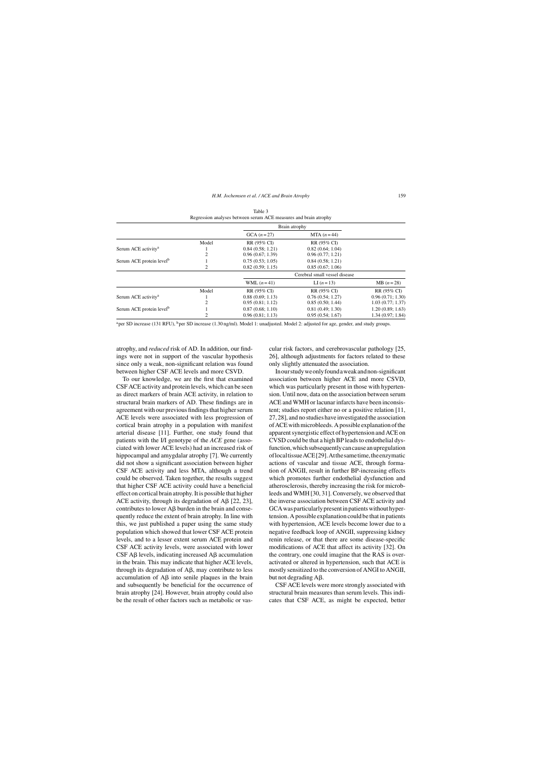Table 3
Regression analyses between serum ACE measures and brain atrophy

| | | Brain atrophy | | |
|---|---|---|---|---|
| | | GCA ($n = 27$) | MTA ($n = 44$) | |
| | Model | RR (95% CI) | RR (95% CI) | |
| Serum ACE activity[a] | 1 | 0.84 (0.58; 1.21) | 0.82 (0.64; 1.04) | |
| | 2 | 0.96 (0.67; 1.39) | 0.96 (0.77; 1.21) | |
| Serum ACE protein level[b] | 1 | 0.75 (0.53; 1.05) | 0.84 (0.58; 1.21) | |
| | 2 | 0.82 (0.59; 1.15) | 0.85 (0.67; 1.06) | |
| | | Cerebral small vessel disease | | |
| | | WML ($n = 41$) | LI ($n = 13$) | MB ($n = 28$) |
| | Model | RR (95% CI) | RR (95% CI) | RR (95% CI) |
| Serum ACE activity[a] | 1 | 0.88 (0.69; 1.13) | 0.76 (0.54; 1.27) | 0.96 (0.71; 1.30) |
| | 2 | 0.95 (0.81; 1.12) | 0.85 (0.50; 1.44) | 1.03 (0.77; 1.37) |
| Serum ACE protein level[b] | 1 | 0.87 (0.68; 1.10) | 0.81 (0.49; 1.30) | 1.20 (0.89; 1.63) |
| | 2 | 0.96 (0.81; 1.13) | 0.95 (0.54; 1.67) | 1.34 (0.97; 1.84) |

[a]per SD increase (131 RFU), [b]per SD increase (1.30 ng/ml). Model 1: unadjusted. Model 2: adjusted for age, gender, and study groups.

atrophy, and *reduced* risk of AD. In addition, our findings were not in support of the vascular hypothesis since only a weak, non-significant relation was found between higher CSF ACE levels and more CSVD.

To our knowledge, we are the first that examined CSF ACE activity and protein levels, which can be seen as direct markers of brain ACE activity, in relation to structural brain markers of AD. These findings are in agreement with our previous findings that higher serum ACE levels were associated with less progression of cortical brain atrophy in a population with manifest arterial disease [11]. Further, one study found that patients with the I/I genotype of the *ACE* gene (associated with lower ACE levels) had an increased risk of hippocampal and amygdalar atrophy [7]. We currently did not show a significant association between higher CSF ACE activity and less MTA, although a trend could be observed. Taken together, the results suggest that higher CSF ACE activity could have a beneficial effect on cortical brain atrophy. It is possible that higher ACE activity, through its degradation of Aβ [22, 23], contributes to lower Aβ burden in the brain and consequently reduce the extent of brain atrophy. In line with this, we just published a paper using the same study population which showed that lower CSF ACE protein levels, and to a lesser extent serum ACE protein and CSF ACE activity levels, were associated with lower CSF Aβ levels, indicating increased Aβ accumulation in the brain. This may indicate that higher ACE levels, through its degradation of Aβ, may contribute to less accumulation of Aβ into senile plaques in the brain and subsequently be beneficial for the occurrence of brain atrophy [24]. However, brain atrophy could also be the result of other factors such as metabolic or vascular risk factors, and cerebrovascular pathology [25, 26], although adjustments for factors related to these only slightly attenuated the association.

In our study we only found a weak and non-significant association between higher ACE and more CSVD, which was particularly present in those with hypertension. Until now, data on the association between serum ACE and WMH or lacunar infarcts have been inconsistent; studies report either no or a positive relation [11, 27, 28], and no studies have investigated the association of ACE with microbleeds. A possible explanation of the apparent synergistic effect of hypertension and ACE on CVSD could be that a high BP leads to endothelial dysfunction, which subsequently can cause an upregulation of local tissue ACE [29]. At the same time, the enzymatic actions of vascular and tissue ACE, through formation of ANGII, result in further BP-increasing effects which promotes further endothelial dysfunction and atherosclerosis, thereby increasing the risk for microbleeds and WMH [30, 31]. Conversely, we observed that the inverse association between CSF ACE activity and GCA was particularly present in patients without hypertension. A possible explanation could be that in patients with hypertension, ACE levels become lower due to a negative feedback loop of ANGII, suppressing kidney renin release, or that there are some disease-specific modifications of ACE that affect its activity [32]. On the contrary, one could imagine that the RAS is overactivated or altered in hypertension, such that ACE is mostly sensitized to the conversion of ANGI to ANGII, but not degrading Aβ.

CSF ACE levels were more strongly associated with structural brain measures than serum levels. This indicates that CSF ACE, as might be expected, better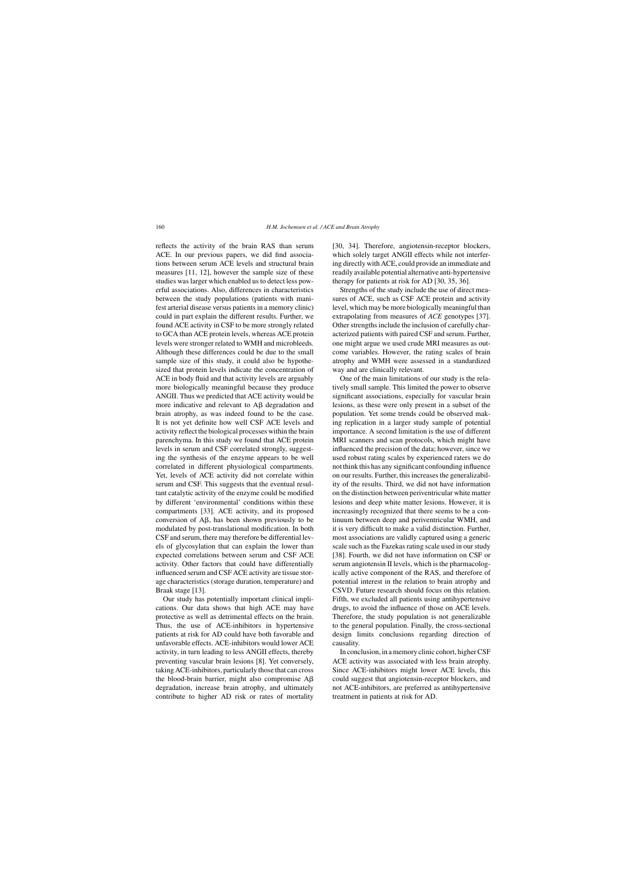reflects the activity of the brain RAS than serum ACE. In our previous papers, we did find associations between serum ACE levels and structural brain measures [11, 12], however the sample size of these studies was larger which enabled us to detect less powerful associations. Also, differences in characteristics between the study populations (patients with manifest arterial disease versus patients in a memory clinic) could in part explain the different results. Further, we found ACE activity in CSF to be more strongly related to GCA than ACE protein levels, whereas ACE protein levels were stronger related to WMH and microbleeds. Although these differences could be due to the small sample size of this study, it could also be hypothesized that protein levels indicate the concentration of ACE in body fluid and that activity levels are arguably more biologically meaningful because they produce ANGII. Thus we predicted that ACE activity would be more indicative and relevant to Aβ degradation and brain atrophy, as was indeed found to be the case. It is not yet definite how well CSF ACE levels and activity reflect the biological processes within the brain parenchyma. In this study we found that ACE protein levels in serum and CSF correlated strongly, suggesting the synthesis of the enzyme appears to be well correlated in different physiological compartments. Yet, levels of ACE activity did not correlate within serum and CSF. This suggests that the eventual resultant catalytic activity of the enzyme could be modified by different 'environmental' conditions within these compartments [33]. ACE activity, and its proposed conversion of Aβ, has been shown previously to be modulated by post-translational modification. In both CSF and serum, there may therefore be differential levels of glycosylation that can explain the lower than expected correlations between serum and CSF ACE activity. Other factors that could have differentially influenced serum and CSF ACE activity are tissue storage characteristics (storage duration, temperature) and Braak stage [13].

Our study has potentially important clinical implications. Our data shows that high ACE may have protective as well as detrimental effects on the brain. Thus, the use of ACE-inhibitors in hypertensive patients at risk for AD could have both favorable and unfavorable effects. ACE-inhibitors would lower ACE activity, in turn leading to less ANGII effects, thereby preventing vascular brain lesions [8]. Yet conversely, taking ACE-inhibitors, particularly those that can cross the blood-brain barrier, might also compromise Aβ degradation, increase brain atrophy, and ultimately contribute to higher AD risk or rates of mortality [30, 34]. Therefore, angiotensin-receptor blockers, which solely target ANGII effects while not interfering directly with ACE, could provide an immediate and readily available potential alternative anti-hypertensive therapy for patients at risk for AD [30, 35, 36].

Strengths of the study include the use of direct measures of ACE, such as CSF ACE protein and activity level, which may be more biologically meaningful than extrapolating from measures of *ACE* genotypes [37]. Other strengths include the inclusion of carefully characterized patients with paired CSF and serum. Further, one might argue we used crude MRI measures as outcome variables. However, the rating scales of brain atrophy and WMH were assessed in a standardized way and are clinically relevant.

One of the main limitations of our study is the relatively small sample. This limited the power to observe significant associations, especially for vascular brain lesions, as these were only present in a subset of the population. Yet some trends could be observed making replication in a larger study sample of potential importance. A second limitation is the use of different MRI scanners and scan protocols, which might have influenced the precision of the data; however, since we used robust rating scales by experienced raters we do not think this has any significant confounding influence on our results. Further, this increases the generalizability of the results. Third, we did not have information on the distinction between periventricular white matter lesions and deep white matter lesions. However, it is increasingly recognized that there seems to be a continuum between deep and periventricular WMH, and it is very difficult to make a valid distinction. Further, most associations are validly captured using a generic scale such as the Fazekas rating scale used in our study [38]. Fourth, we did not have information on CSF or serum angiotensin II levels, which is the pharmacologically active component of the RAS, and therefore of potential interest in the relation to brain atrophy and CSVD. Future research should focus on this relation. Fifth, we excluded all patients using antihypertensive drugs, to avoid the influence of those on ACE levels. Therefore, the study population is not generalizable to the general population. Finally, the cross-sectional design limits conclusions regarding direction of causality.

In conclusion, in a memory clinic cohort, higher CSF ACE activity was associated with less brain atrophy. Since ACE-inhibitors might lower ACE levels, this could suggest that angiotensin-receptor blockers, and not ACE-inhibitors, are preferred as antihypertensive treatment in patients at risk for AD.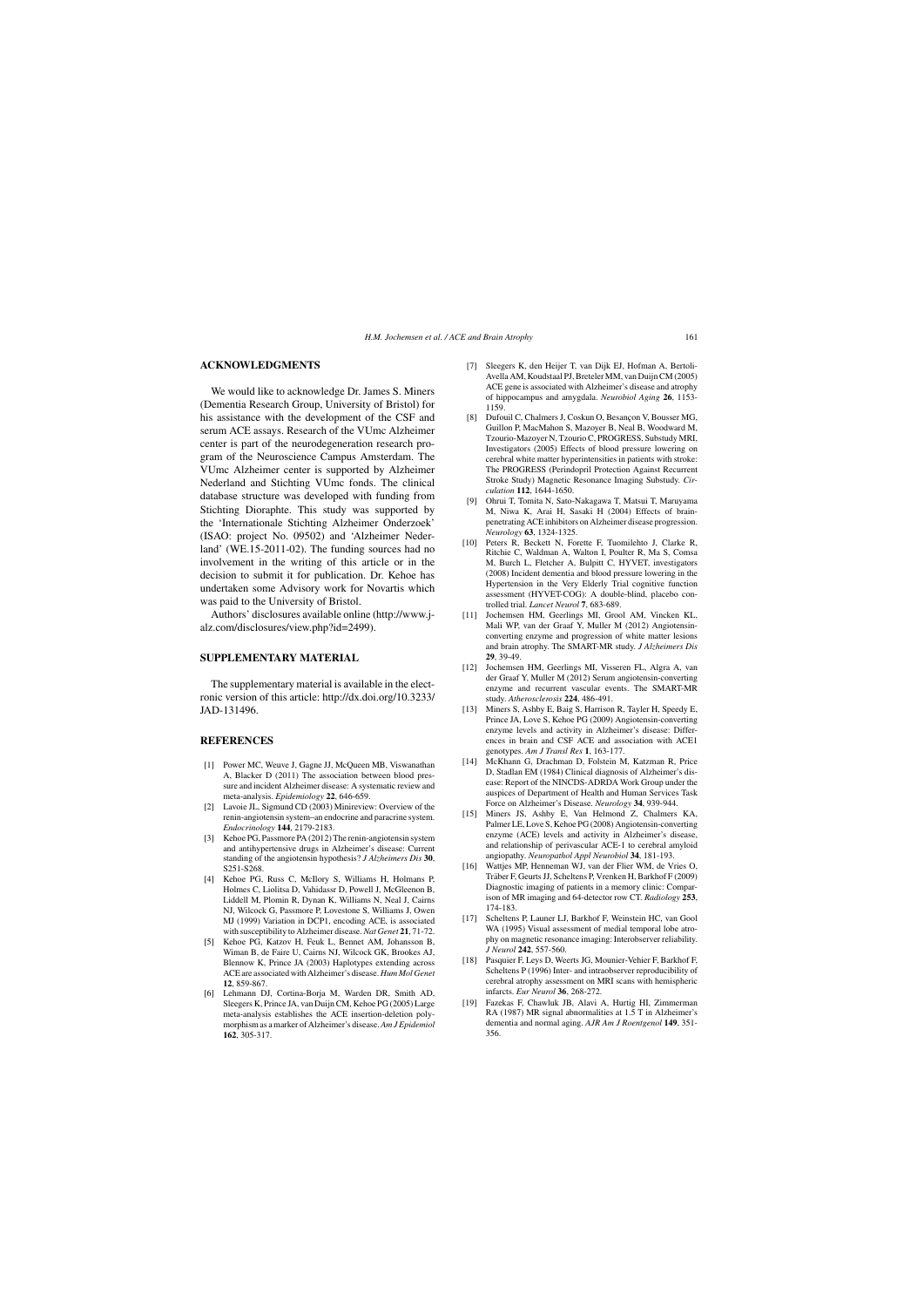## ACKNOWLEDGMENTS

We would like to acknowledge Dr. James S. Miners (Dementia Research Group, University of Bristol) for his assistance with the development of the CSF and serum ACE assays. Research of the VUmc Alzheimer center is part of the neurodegeneration research program of the Neuroscience Campus Amsterdam. The VUmc Alzheimer center is supported by Alzheimer Nederland and Stichting VUmc fonds. The clinical database structure was developed with funding from Stichting Dioraphte. This study was supported by the 'Internationale Stichting Alzheimer Onderzoek' (ISAO: project No. 09502) and 'Alzheimer Nederland' (WE.15-2011-02). The funding sources had no involvement in the writing of this article or in the decision to submit it for publication. Dr. Kehoe has undertaken some Advisory work for Novartis which was paid to the University of Bristol.

Authors' disclosures available online (http://www.j-alz.com/disclosures/view.php?id=2499).

## SUPPLEMENTARY MATERIAL

The supplementary material is available in the electronic version of this article: http://dx.doi.org/10.3233/JAD-131496.

## REFERENCES

[1] Power MC, Weuve J, Gagne JJ, McQueen MB, Viswanathan A, Blacker D (2011) The association between blood pressure and incident Alzheimer disease: A systematic review and meta-analysis. *Epidemiology* **22**, 646-659.

[2] Lavoie JL, Sigmund CD (2003) Minireview: Overview of the renin-angiotensin system–an endocrine and paracrine system. *Endocrinology* **144**, 2179-2183.

[3] Kehoe PG, Passmore PA (2012) The renin-angiotensin system and antihypertensive drugs in Alzheimer's disease: Current standing of the angiotensin hypothesis? *J Alzheimers Dis* **30**, S251-S268.

[4] Kehoe PG, Russ C, McIlory S, Williams H, Holmans P, Holmes C, Liolitsa D, Vahidassr D, Powell J, McGleenon B, Liddell M, Plomin R, Dynan K, Williams N, Neal J, Cairns NJ, Wilcock G, Passmore P, Lovestone S, Williams J, Owen MJ (1999) Variation in DCP1, encoding ACE, is associated with susceptibility to Alzheimer disease. *Nat Genet* **21**, 71-72.

[5] Kehoe PG, Katzov H, Feuk L, Bennet AM, Johansson B, Wiman B, de Faire U, Cairns NJ, Wilcock GK, Brookes AJ, Blennow K, Prince JA (2003) Haplotypes extending across ACE are associated with Alzheimer's disease. *Hum Mol Genet* **12**, 859-867.

[6] Lehmann DJ, Cortina-Borja M, Warden DR, Smith AD, Sleegers K, Prince JA, van Duijn CM, Kehoe PG (2005) Large meta-analysis establishes the ACE insertion-deletion polymorphism as a marker of Alzheimer's disease. *Am J Epidemiol* **162**, 305-317.

[7] Sleegers K, den Heijer T, van Dijk EJ, Hofman A, Bertoli-Avella AM, Koudstaal PJ, Breteler MM, van Duijn CM (2005) ACE gene is associated with Alzheimer's disease and atrophy of hippocampus and amygdala. *Neurobiol Aging* **26**, 1153-1159.

[8] Dufouil C, Chalmers J, Coskun O, Besançon V, Bousser MG, Guillon P, MacMahon S, Mazoyer B, Neal B, Woodward M, Tzourio-Mazoyer N, Tzourio C, PROGRESS, Substudy MRI, Investigators (2005) Effects of blood pressure lowering on cerebral white matter hyperintensities in patients with stroke: The PROGRESS (Perindopril Protection Against Recurrent Stroke Study) Magnetic Resonance Imaging Substudy. *Circulation* **112**, 1644-1650.

[9] Ohrui T, Tomita N, Sato-Nakagawa T, Matsui T, Maruyama M, Niwa K, Arai H, Sasaki H (2004) Effects of brain-penetrating ACE inhibitors on Alzheimer disease progression. *Neurology* **63**, 1324-1325.

[10] Peters R, Beckett N, Forette F, Tuomilehto J, Clarke R, Ritchie C, Waldman A, Walton I, Poulter R, Ma S, Comsa M, Burch L, Fletcher A, Bulpitt C, HYVET, investigators (2008) Incident dementia and blood pressure lowering in the Hypertension in the Very Elderly Trial cognitive function assessment (HYVET-COG): A double-blind, placebo controlled trial. *Lancet Neurol* **7**, 683-689.

[11] Jochemsen HM, Geerlings MI, Grool AM, Vincken KL, Mali WP, van der Graaf Y, Muller M (2012) Angiotensin-converting enzyme and progression of white matter lesions and brain atrophy. The SMART-MR study. *J Alzheimers Dis* **29**, 39-49.

[12] Jochemsen HM, Geerlings MI, Visseren FL, Algra A, van der Graaf Y, Muller M (2012) Serum angiotensin-converting enzyme and recurrent vascular events. The SMART-MR study. *Atherosclerosis* **224**, 486-491.

[13] Miners S, Ashby E, Baig S, Harrison R, Tayler H, Speedy E, Prince JA, Love S, Kehoe PG (2009) Angiotensin-converting enzyme levels and activity in Alzheimer's disease: Differences in brain and CSF ACE and association with ACE1 genotypes. *Am J Transl Res* **1**, 163-177.

[14] McKhann G, Drachman D, Folstein M, Katzman R, Price D, Stadlan EM (1984) Clinical diagnosis of Alzheimer's disease: Report of the NINCDS-ADRDA Work Group under the auspices of Department of Health and Human Services Task Force on Alzheimer's Disease. *Neurology* **34**, 939-944.

[15] Miners JS, Ashby E, Van Helmond Z, Chalmers KA, Palmer LE, Love S, Kehoe PG (2008) Angiotensin-converting enzyme (ACE) levels and activity in Alzheimer's disease, and relationship of perivascular ACE-1 to cerebral amyloid angiopathy. *Neuropathol Appl Neurobiol* **34**, 181-193.

[16] Wattjes MP, Henneman WJ, van der Flier WM, de Vries O, Träber F, Geurts JJ, Scheltens P, Vrenken H, Barkhof F (2009) Diagnostic imaging of patients in a memory clinic: Comparison of MR imaging and 64-detector row CT. *Radiology* **253**, 174-183.

[17] Scheltens P, Launer LJ, Barkhof F, Weinstein HC, van Gool WA (1995) Visual assessment of medial temporal lobe atrophy on magnetic resonance imaging: Interobserver reliability. *J Neurol* **242**, 557-560.

[18] Pasquier F, Leys D, Weerts JG, Mounier-Vehier F, Barkhof F, Scheltens P (1996) Inter- and intraobserver reproducibility of cerebral atrophy assessment on MRI scans with hemispheric infarcts. *Eur Neurol* **36**, 268-272.

[19] Fazekas F, Chawluk JB, Alavi A, Hurtig HI, Zimmerman RA (1987) MR signal abnormalities at 1.5 T in Alzheimer's dementia and normal aging. *AJR Am J Roentgenol* **149**, 351-356.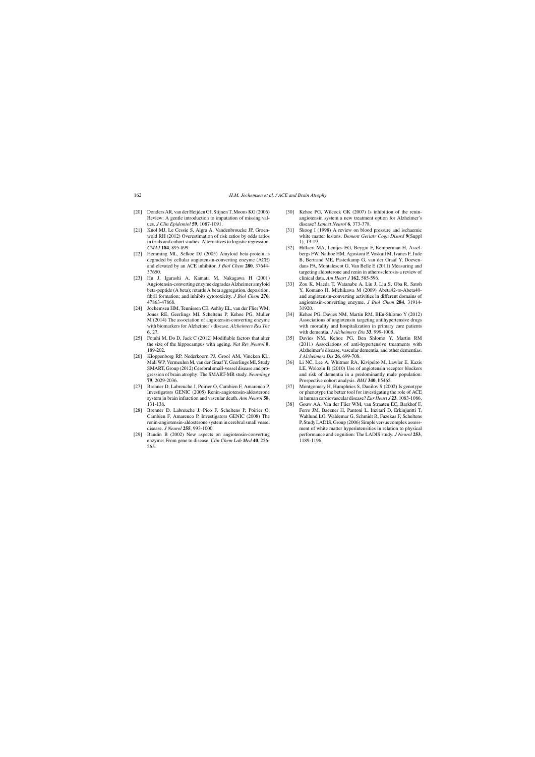[20] Donders AR, van der Heijden GJ, Stijnen T, Moons KG (2006) Review: A gentle introduction to imputation of missing values. *J Clin Epidemiol* **59**, 1087-1091.

[21] Knol MJ, Le Cessie S, Algra A, Vandenbroucke JP, Groenwold RH (2012) Overestimation of risk ratios by odds ratios in trials and cohort studies: Alternatives to logistic regression. *CMAJ* **184**, 895-899.

[22] Hemming ML, Selkoe DJ (2005) Amyloid beta-protein is degraded by cellular angiotensin-converting enzyme (ACE) and elevated by an ACE inhibitor. *J Biol Chem* **280**, 37644-37650.

[23] Hu J, Igarashi A, Kamata M, Nakagawa H (2001) Angiotensin-converting enzyme degrades Alzheimer amyloid beta-peptide (A beta); retards A beta aggregation, deposition, fibril formation; and inhibits cytotoxicity. *J Biol Chem* **276**, 47863-47868.

[24] Jochemsen HM, Teunissen CE, Ashby EL, van der Flier WM, Jones RE, Geerlings MI, Scheltens P, Kehoe PG, Muller M (2014) The association of angiotensin-converting enzyme with biomarkers for Alzheimer's disease. *Alzheimers Res The* **6**, 27.

[25] Fotuhi M, Do D, Jack C (2012) Modifiable factors that alter the size of the hippocampus with ageing. *Nat Rev Neurol* **8**, 189-202.

[26] Kloppenborg RP, Nederkoorn PJ, Grool AM, Vincken KL, Mali WP, Vermeulen M, van der Graaf Y, Geerlings MI, Study SMART, Group (2012) Cerebral small-vessel disease and progression of brain atrophy: The SMART-MR study. *Neurology* **79**, 2029-2036.

[27] Brenner D, Labreuche J, Poirier O, Cambien F, Amarenco P, Investigators GENIC (2005) Renin-angiotensin-aldosterone system in brain infarction and vascular death. *Ann Neurol* **58**, 131-138.

[28] Brenner D, Labreuche J, Pico F, Scheltens P, Poirier O, Cambien F, Amarenco P, Investigators GENIC (2008) The renin-angiotensin-aldosterone system in cerebral small vessel disease. *J Neurol* **255**, 993-1000.

[29] Baudin B (2002) New aspects on angiotensin-converting enzyme: From gene to disease. *Clin Chem Lab Med* **40**, 256-265.

[30] Kehoe PG, Wilcock GK (2007) Is inhibition of the renin-angiotensin system a new treatment option for Alzheimer's disease? *Lancet Neurol* **6**, 373-378.

[31] Skoog I (1998) A review on blood pressure and ischaemic white matter lesions. *Dement Geriatr Cogn Disord* **9**(Suppl 1), 13-19.

[32] Hillaert MA, Lentjes EG, Beygui F, Kemperman H, Asselbergs FW, Nathoe HM, Agostoni P, Voskuil M, Ivanes F, Jude B, Bertrand ME, Pasterkamp G, van der Graaf Y, Doevendans PA, Montalescot G, Van Belle E (2011) Measuring and targeting aldosterone and renin in atherosclerosis-a review of clinical data. *Am Heart J* **162**, 585-596.

[33] Zou K, Maeda T, Watanabe A, Liu J, Liu S, Oba R, Satoh Y, Komano H, Michikawa M (2009) Abeta42-to-Abeta40- and angiotensin-converting activities in different domains of angiotensin-converting enzyme. *J Biol Chem* **284**, 31914-31920.

[34] Kehoe PG, Davies NM, Martin RM, BEn-Shlomo Y (2012) Associations of angiotensin targeting antihypertensive drugs with mortality and hospitalization in primary care patients with dementia. *J Alzheimers Dis* **33**, 999-1008.

[35] Davies NM, Kehoe PG, Ben Shlomo Y, Martin RM (2011) Associations of anti-hypertensive treatments with Alzheimer's disease, vascular dementia, and other dementias. *J Alzheimers Dis* **26**, 699-708.

[36] Li NC, Lee A, Whitmer RA, Kivipelto M, Lawler E, Kazis LE, Wolozin B (2010) Use of angiotensin receptor blockers and risk of dementia in a predominantly male population: Prospective cohort analysis. *BMJ* **340**, b5465.

[37] Montgomery H, Humphries S, Danilov S (2002) Is genotype or phenotype the better tool for investigating the role of ACE in human cardiovascular disease? *Eur Heart J* **23**, 1083-1086.

[38] Gouw AA, Van der Flier WM, van Straaten EC, Barkhof F, Ferro JM, Baezner H, Pantoni L, Inzitari D, Erkinjuntti T, Wahlund LO, Waldemar G, Schmidt R, Fazekas F, Scheltens P, Study LADIS, Group (2006) Simple versus complex assessment of white matter hyperintensities in relation to physical performance and cognition: The LADIS study. *J Neurol* **253**, 1189-1196.